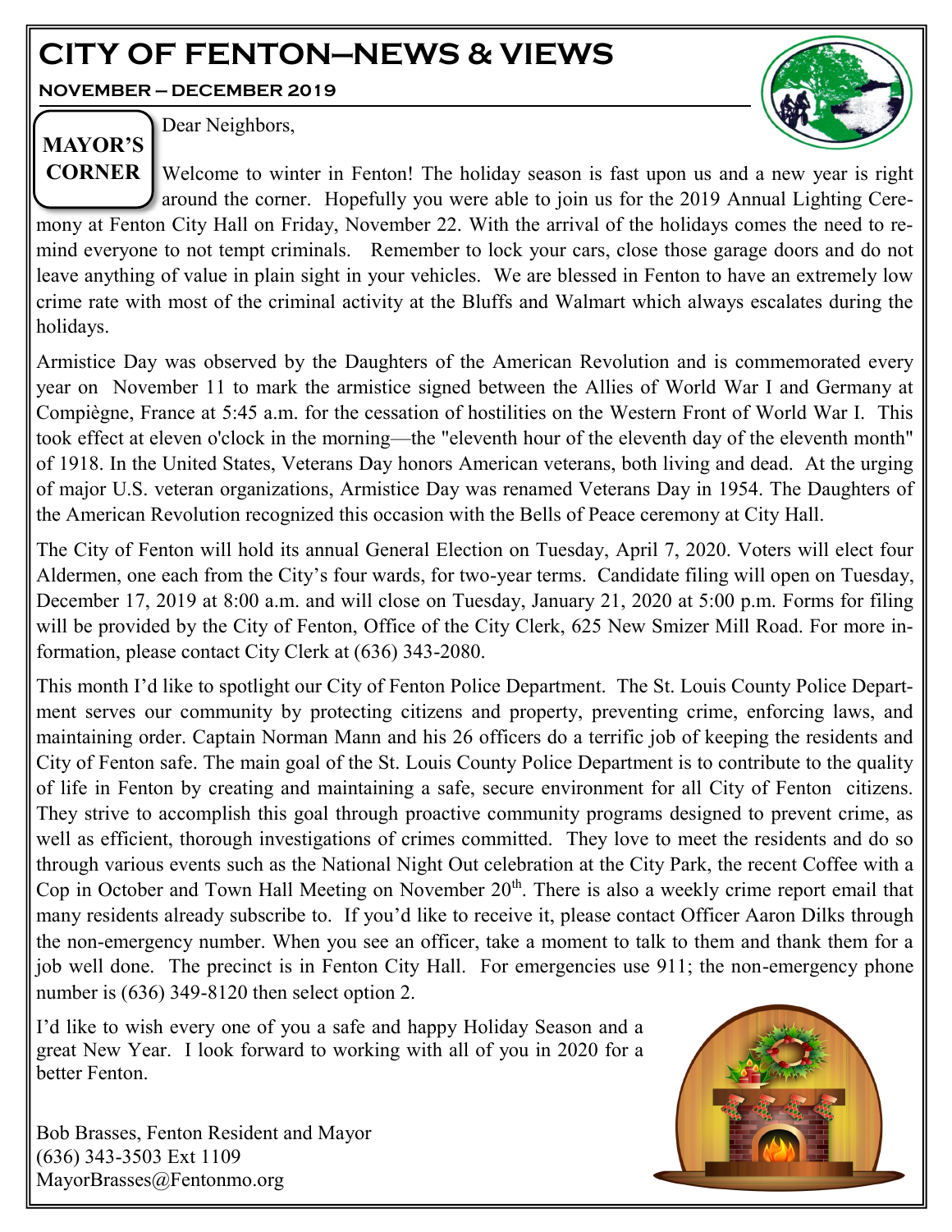# CITY OF FENTON—NEWS & VIEWS

**NOVEMBER – DECEMBER 2019**

## MAYOR'S CORNER

Dear Neighbors,

Welcome to winter in Fenton! The holiday season is fast upon us and a new year is right around the corner. Hopefully you were able to join us for the 2019 Annual Lighting Ceremony at Fenton City Hall on Friday, November 22. With the arrival of the holidays comes the need to remind everyone to not tempt criminals. Remember to lock your cars, close those garage doors and do not leave anything of value in plain sight in your vehicles. We are blessed in Fenton to have an extremely low crime rate with most of the criminal activity at the Bluffs and Walmart which always escalates during the holidays.

Armistice Day was observed by the Daughters of the American Revolution and is commemorated every year on November 11 to mark the armistice signed between the Allies of World War I and Germany at Compiègne, France at 5:45 a.m. for the cessation of hostilities on the Western Front of World War I. This took effect at eleven o'clock in the morning—the "eleventh hour of the eleventh day of the eleventh month" of 1918. In the United States, Veterans Day honors American veterans, both living and dead. At the urging of major U.S. veteran organizations, Armistice Day was renamed Veterans Day in 1954. The Daughters of the American Revolution recognized this occasion with the Bells of Peace ceremony at City Hall.

The City of Fenton will hold its annual General Election on Tuesday, April 7, 2020. Voters will elect four Aldermen, one each from the City's four wards, for two-year terms. Candidate filing will open on Tuesday, December 17, 2019 at 8:00 a.m. and will close on Tuesday, January 21, 2020 at 5:00 p.m. Forms for filing will be provided by the City of Fenton, Office of the City Clerk, 625 New Smizer Mill Road. For more information, please contact City Clerk at (636) 343-2080.

This month I'd like to spotlight our City of Fenton Police Department. The St. Louis County Police Department serves our community by protecting citizens and property, preventing crime, enforcing laws, and maintaining order. Captain Norman Mann and his 26 officers do a terrific job of keeping the residents and City of Fenton safe. The main goal of the St. Louis County Police Department is to contribute to the quality of life in Fenton by creating and maintaining a safe, secure environment for all City of Fenton citizens. They strive to accomplish this goal through proactive community programs designed to prevent crime, as well as efficient, thorough investigations of crimes committed. They love to meet the residents and do so through various events such as the National Night Out celebration at the City Park, the recent Coffee with a Cop in October and Town Hall Meeting on November 20th. There is also a weekly crime report email that many residents already subscribe to. If you'd like to receive it, please contact Officer Aaron Dilks through the non-emergency number. When you see an officer, take a moment to talk to them and thank them for a job well done. The precinct is in Fenton City Hall. For emergencies use 911; the non-emergency phone number is (636) 349-8120 then select option 2.

I'd like to wish every one of you a safe and happy Holiday Season and a great New Year. I look forward to working with all of you in 2020 for a better Fenton.

Bob Brasses, Fenton Resident and Mayor
(636) 343-3503 Ext 1109
MayorBrasses@Fentonmo.org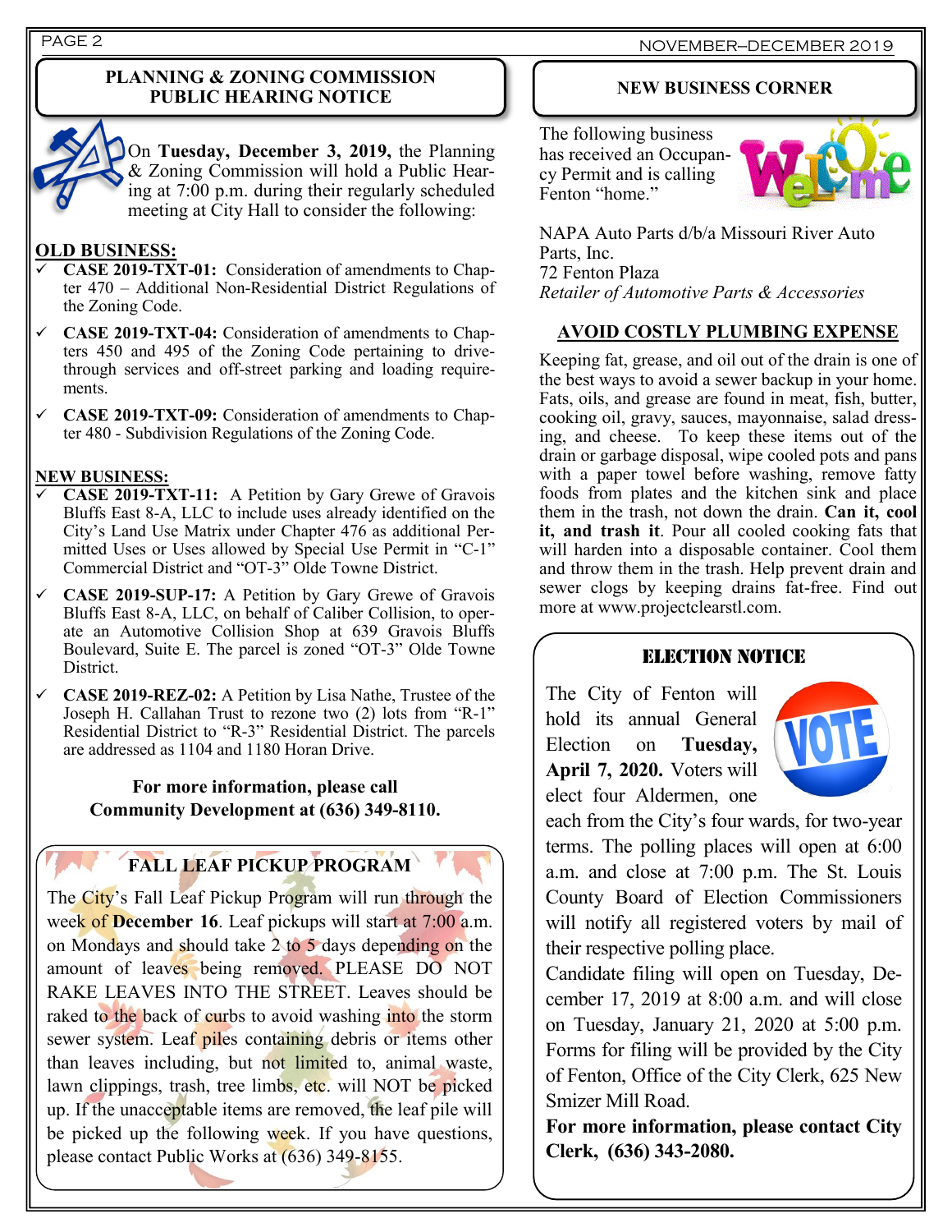## PLANNING & ZONING COMMISSION PUBLIC HEARING NOTICE

On **Tuesday, December 3, 2019,** the Planning & Zoning Commission will hold a Public Hearing at 7:00 p.m. during their regularly scheduled meeting at City Hall to consider the following:

**OLD BUSINESS:**

- ✓ **CASE 2019-TXT-01:** Consideration of amendments to Chapter 470 – Additional Non-Residential District Regulations of the Zoning Code.
- ✓ **CASE 2019-TXT-04:** Consideration of amendments to Chapters 450 and 495 of the Zoning Code pertaining to drive-through services and off-street parking and loading requirements.
- ✓ **CASE 2019-TXT-09:** Consideration of amendments to Chapter 480 - Subdivision Regulations of the Zoning Code.

**NEW BUSINESS:**

- ✓ **CASE 2019-TXT-11:** A Petition by Gary Grewe of Gravois Bluffs East 8-A, LLC to include uses already identified on the City's Land Use Matrix under Chapter 476 as additional Permitted Uses or Uses allowed by Special Use Permit in "C-1" Commercial District and "OT-3" Olde Towne District.
- ✓ **CASE 2019-SUP-17:** A Petition by Gary Grewe of Gravois Bluffs East 8-A, LLC, on behalf of Caliber Collision, to operate an Automotive Collision Shop at 639 Gravois Bluffs Boulevard, Suite E. The parcel is zoned "OT-3" Olde Towne District.
- ✓ **CASE 2019-REZ-02:** A Petition by Lisa Nathe, Trustee of the Joseph H. Callahan Trust to rezone two (2) lots from "R-1" Residential District to "R-3" Residential District. The parcels are addressed as 1104 and 1180 Horan Drive.

**For more information, please call Community Development at (636) 349-8110.**

## FALL LEAF PICKUP PROGRAM

The City's Fall Leaf Pickup Program will run through the week of **December 16**. Leaf pickups will start at 7:00 a.m. on Mondays and should take 2 to 5 days depending on the amount of leaves being removed. PLEASE DO NOT RAKE LEAVES INTO THE STREET. Leaves should be raked to the back of curbs to avoid washing into the storm sewer system. Leaf piles containing debris or items other than leaves including, but not limited to, animal waste, lawn clippings, trash, tree limbs, etc. will NOT be picked up. If the unacceptable items are removed, the leaf pile will be picked up the following week. If you have questions, please contact Public Works at (636) 349-8155.

## NEW BUSINESS CORNER

The following business has received an Occupancy Permit and is calling Fenton "home."

NAPA Auto Parts d/b/a Missouri River Auto Parts, Inc.
72 Fenton Plaza
*Retailer of Automotive Parts & Accessories*

## AVOID COSTLY PLUMBING EXPENSE

Keeping fat, grease, and oil out of the drain is one of the best ways to avoid a sewer backup in your home. Fats, oils, and grease are found in meat, fish, butter, cooking oil, gravy, sauces, mayonnaise, salad dressing, and cheese. To keep these items out of the drain or garbage disposal, wipe cooled pots and pans with a paper towel before washing, remove fatty foods from plates and the kitchen sink and place them in the trash, not down the drain. **Can it, cool it, and trash it**. Pour all cooled cooking fats that will harden into a disposable container. Cool them and throw them in the trash. Help prevent drain and sewer clogs by keeping drains fat-free. Find out more at www.projectclearstl.com.

## ELECTION NOTICE

The City of Fenton will hold its annual General Election on **Tuesday, April 7, 2020.** Voters will elect four Aldermen, one each from the City's four wards, for two-year terms. The polling places will open at 6:00 a.m. and close at 7:00 p.m. The St. Louis County Board of Election Commissioners will notify all registered voters by mail of their respective polling place.

Candidate filing will open on Tuesday, December 17, 2019 at 8:00 a.m. and will close on Tuesday, January 21, 2020 at 5:00 p.m. Forms for filing will be provided by the City of Fenton, Office of the City Clerk, 625 New Smizer Mill Road.

**For more information, please contact City Clerk, (636) 343-2080.**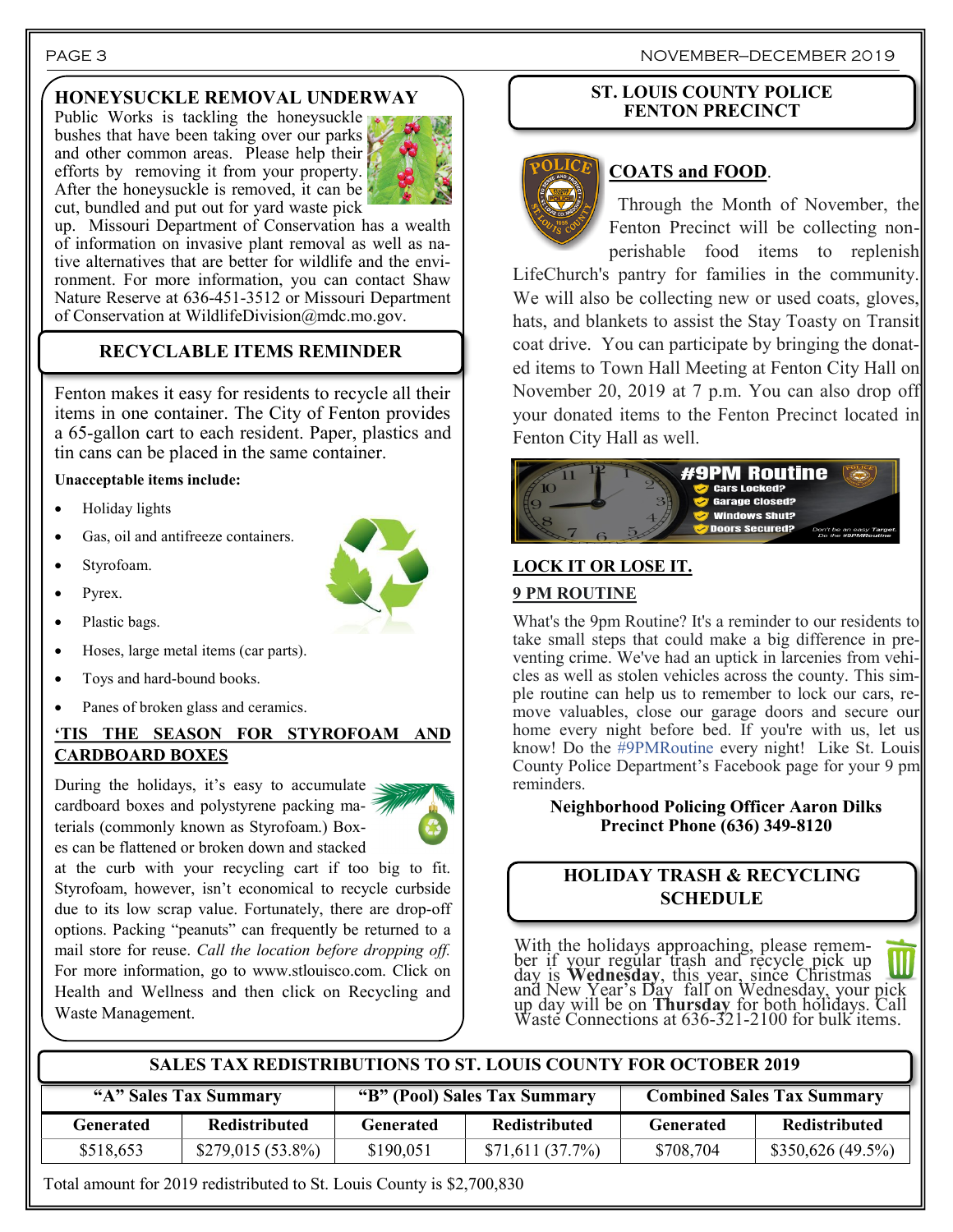## HONEYSUCKLE REMOVAL UNDERWAY

Public Works is tackling the honeysuckle bushes that have been taking over our parks and other common areas. Please help their efforts by removing it from your property. After the honeysuckle is removed, it can be cut, bundled and put out for yard waste pick up. Missouri Department of Conservation has a wealth of information on invasive plant removal as well as native alternatives that are better for wildlife and the environment. For more information, you can contact Shaw Nature Reserve at 636-451-3512 or Missouri Department of Conservation at WildlifeDivision@mdc.mo.gov.

## RECYCLABLE ITEMS REMINDER

Fenton makes it easy for residents to recycle all their items in one container. The City of Fenton provides a 65-gallon cart to each resident. Paper, plastics and tin cans can be placed in the same container.

**Unacceptable items include:**

- Holiday lights
- Gas, oil and antifreeze containers.
- Styrofoam.
- Pyrex.
- Plastic bags.
- Hoses, large metal items (car parts).
- Toys and hard-bound books.
- Panes of broken glass and ceramics.

## 'TIS THE SEASON FOR STYROFOAM AND CARDBOARD BOXES

During the holidays, it's easy to accumulate cardboard boxes and polystyrene packing materials (commonly known as Styrofoam.) Boxes can be flattened or broken down and stacked at the curb with your recycling cart if too big to fit. Styrofoam, however, isn't economical to recycle curbside due to its low scrap value. Fortunately, there are drop-off options. Packing "peanuts" can frequently be returned to a mail store for reuse. *Call the location before dropping off.* For more information, go to www.stlouisco.com. Click on Health and Wellness and then click on Recycling and Waste Management.

## ST. LOUIS COUNTY POLICE FENTON PRECINCT

### COATS and FOOD.

Through the Month of November, the Fenton Precinct will be collecting non-perishable food items to replenish LifeChurch's pantry for families in the community. We will also be collecting new or used coats, gloves, hats, and blankets to assist the Stay Toasty on Transit coat drive. You can participate by bringing the donated items to Town Hall Meeting at Fenton City Hall on November 20, 2019 at 7 p.m. You can also drop off your donated items to the Fenton Precinct located in Fenton City Hall as well.

**#9PM Routine**
- Cars Locked?
- Garage Closed?
- Windows Shut?
- Doors Secured?

Don't be an easy Target. Do the #9PMRoutine

### LOCK IT OR LOSE IT.

### 9 PM ROUTINE

What's the 9pm Routine? It's a reminder to our residents to take small steps that could make a big difference in preventing crime. We've had an uptick in larcenies from vehicles as well as stolen vehicles across the county. This simple routine can help us to remember to lock our cars, remove valuables, close our garage doors and secure our home every night before bed. If you're with us, let us know! Do the #9PMRoutine every night! Like St. Louis County Police Department's Facebook page for your 9 pm reminders.

**Neighborhood Policing Officer Aaron Dilks**
**Precinct Phone (636) 349-8120**

## HOLIDAY TRASH & RECYCLING SCHEDULE

With the holidays approaching, please remember if your regular trash and recycle pick up day is **Wednesday**, this year, since Christmas and New Year's Day fall on Wednesday, your pick up day will be on **Thursday** for both holidays. Call Waste Connections at 636-321-2100 for bulk items.

## SALES TAX REDISTRIBUTIONS TO ST. LOUIS COUNTY FOR OCTOBER 2019

| "A" Sales Tax Summary | | "B" (Pool) Sales Tax Summary | | Combined Sales Tax Summary | |
|---|---|---|---|---|---|
| **Generated** | **Redistributed** | **Generated** | **Redistributed** | **Generated** | **Redistributed** |
| $518,653 | $279,015 (53.8%) | $190,051 | $71,611 (37.7%) | $708,704 | $350,626 (49.5%) |

Total amount for 2019 redistributed to St. Louis County is $2,700,830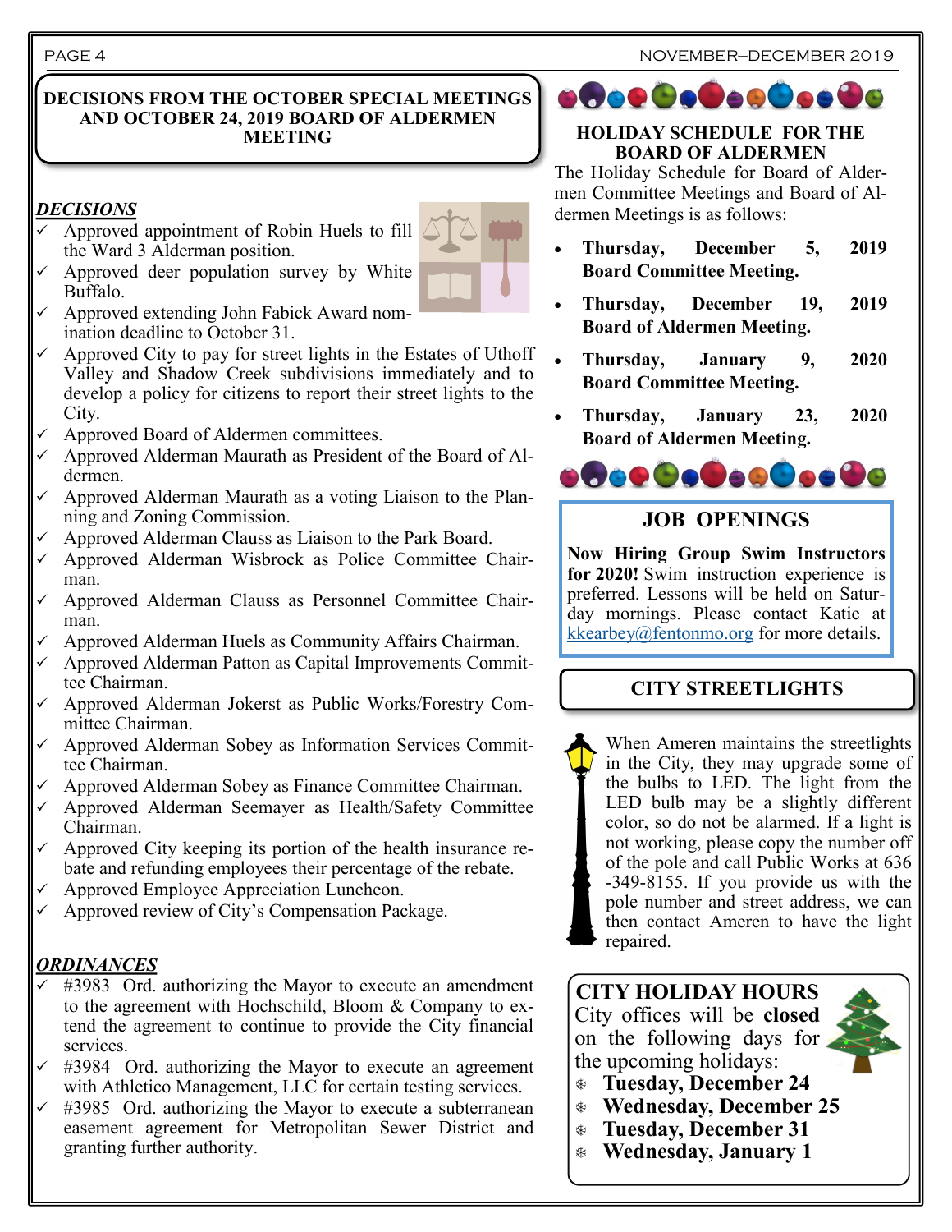## DECISIONS FROM THE OCTOBER SPECIAL MEETINGS AND OCTOBER 24, 2019 BOARD OF ALDERMEN MEETING

### *DECISIONS*

- ✓ Approved appointment of Robin Huels to fill the Ward 3 Alderman position.
- ✓ Approved deer population survey by White Buffalo.
- ✓ Approved extending John Fabick Award nomination deadline to October 31.
- ✓ Approved City to pay for street lights in the Estates of Uthoff Valley and Shadow Creek subdivisions immediately and to develop a policy for citizens to report their street lights to the City.
- ✓ Approved Board of Aldermen committees.
- ✓ Approved Alderman Maurath as President of the Board of Aldermen.
- ✓ Approved Alderman Maurath as a voting Liaison to the Planning and Zoning Commission.
- ✓ Approved Alderman Clauss as Liaison to the Park Board.
- ✓ Approved Alderman Wisbrock as Police Committee Chairman.
- ✓ Approved Alderman Clauss as Personnel Committee Chairman.
- ✓ Approved Alderman Huels as Community Affairs Chairman.
- ✓ Approved Alderman Patton as Capital Improvements Committee Chairman.
- ✓ Approved Alderman Jokerst as Public Works/Forestry Committee Chairman.
- ✓ Approved Alderman Sobey as Information Services Committee Chairman.
- ✓ Approved Alderman Sobey as Finance Committee Chairman.
- ✓ Approved Alderman Seemayer as Health/Safety Committee Chairman.
- ✓ Approved City keeping its portion of the health insurance rebate and refunding employees their percentage of the rebate.
- ✓ Approved Employee Appreciation Luncheon.
- ✓ Approved review of City's Compensation Package.

### *ORDINANCES*

- ✓ #3983 Ord. authorizing the Mayor to execute an amendment to the agreement with Hochschild, Bloom & Company to extend the agreement to continue to provide the City financial services.
- ✓ #3984 Ord. authorizing the Mayor to execute an agreement with Athletico Management, LLC for certain testing services.
- ✓ #3985 Ord. authorizing the Mayor to execute a subterranean easement agreement for Metropolitan Sewer District and granting further authority.

## HOLIDAY SCHEDULE FOR THE BOARD OF ALDERMEN

The Holiday Schedule for Board of Aldermen Committee Meetings and Board of Aldermen Meetings is as follows:

- **Thursday, December 5, 2019 Board Committee Meeting.**
- **Thursday, December 19, 2019 Board of Aldermen Meeting.**
- **Thursday, January 9, 2020 Board Committee Meeting.**
- **Thursday, January 23, 2020 Board of Aldermen Meeting.**

## JOB OPENINGS

**Now Hiring Group Swim Instructors for 2020!** Swim instruction experience is preferred. Lessons will be held on Saturday mornings. Please contact Katie at kkearbey@fentonmo.org for more details.

## CITY STREETLIGHTS

When Ameren maintains the streetlights in the City, they may upgrade some of the bulbs to LED. The light from the LED bulb may be a slightly different color, so do not be alarmed. If a light is not working, please copy the number off of the pole and call Public Works at 636-349-8155. If you provide us with the pole number and street address, we can then contact Ameren to have the light repaired.

## CITY HOLIDAY HOURS

City offices will be **closed** on the following days for the upcoming holidays:

- **Tuesday, December 24**
- **Wednesday, December 25**
- **Tuesday, December 31**
- **Wednesday, January 1**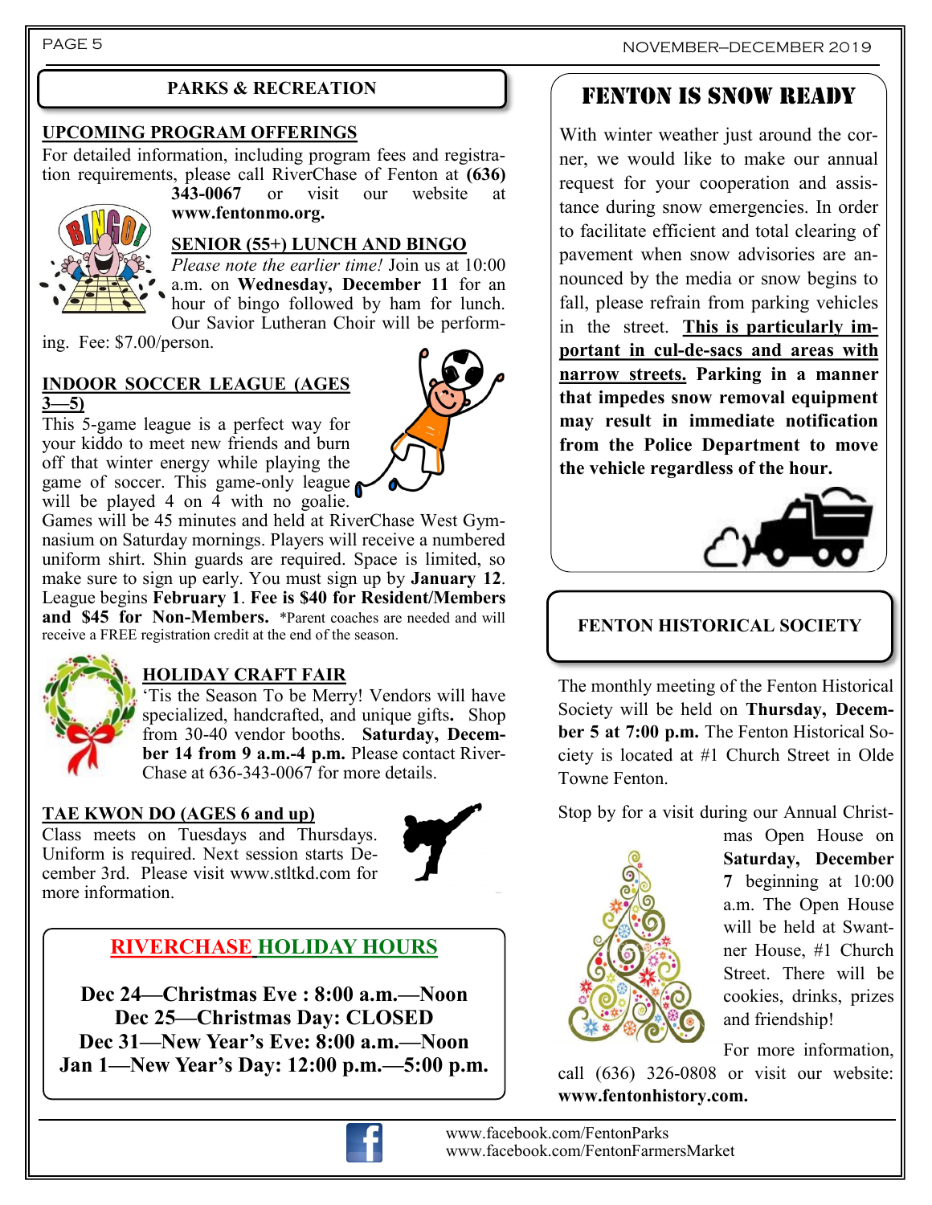## PARKS & RECREATION

### UPCOMING PROGRAM OFFERINGS

For detailed information, including program fees and registration requirements, please call RiverChase of Fenton at **(636) 343-0067** or visit our website at **www.fentonmo.org.**

### SENIOR (55+) LUNCH AND BINGO

*Please note the earlier time!* Join us at 10:00 a.m. on **Wednesday, December 11** for an hour of bingo followed by ham for lunch. Our Savior Lutheran Choir will be performing. Fee: $7.00/person.

### INDOOR SOCCER LEAGUE (AGES 3—5)

This 5-game league is a perfect way for your kiddo to meet new friends and burn off that winter energy while playing the game of soccer. This game-only league will be played 4 on 4 with no goalie. Games will be 45 minutes and held at RiverChase West Gymnasium on Saturday mornings. Players will receive a numbered uniform shirt. Shin guards are required. Space is limited, so make sure to sign up early. You must sign up by **January 12**. League begins **February 1**. **Fee is $40 for Resident/Members and $45 for Non-Members.** *Parent coaches are needed and will receive a FREE registration credit at the end of the season.

### HOLIDAY CRAFT FAIR

'Tis the Season To be Merry! Vendors will have specialized, handcrafted, and unique gifts**.** Shop from 30-40 vendor booths. **Saturday, December 14 from 9 a.m.-4 p.m.** Please contact RiverChase at 636-343-0067 for more details.

### TAE KWON DO (AGES 6 and up)

Class meets on Tuesdays and Thursdays. Uniform is required. Next session starts December 3rd. Please visit www.stltkd.com for more information.

### RIVERCHASE HOLIDAY HOURS

**Dec 24—Christmas Eve : 8:00 a.m.—Noon**
**Dec 25—Christmas Day: CLOSED**
**Dec 31—New Year's Eve: 8:00 a.m.—Noon**
**Jan 1—New Year's Day: 12:00 p.m.—5:00 p.m.**

## FENTON IS SNOW READY

With winter weather just around the corner, we would like to make our annual request for your cooperation and assistance during snow emergencies. In order to facilitate efficient and total clearing of pavement when snow advisories are announced by the media or snow begins to fall, please refrain from parking vehicles in the street. **This is particularly important in cul-de-sacs and areas with narrow streets.** **Parking in a manner that impedes snow removal equipment may result in immediate notification from the Police Department to move the vehicle regardless of the hour.**

## FENTON HISTORICAL SOCIETY

The monthly meeting of the Fenton Historical Society will be held on **Thursday, December 5 at 7:00 p.m.** The Fenton Historical Society is located at #1 Church Street in Olde Towne Fenton.

Stop by for a visit during our Annual Christmas Open House on **Saturday, December 7** beginning at 10:00 a.m. The Open House will be held at Swantner House, #1 Church Street. There will be cookies, drinks, prizes and friendship!

For more information, call (636) 326-0808 or visit our website: **www.fentonhistory.com.**

www.facebook.com/FentonParks
www.facebook.com/FentonFarmersMarket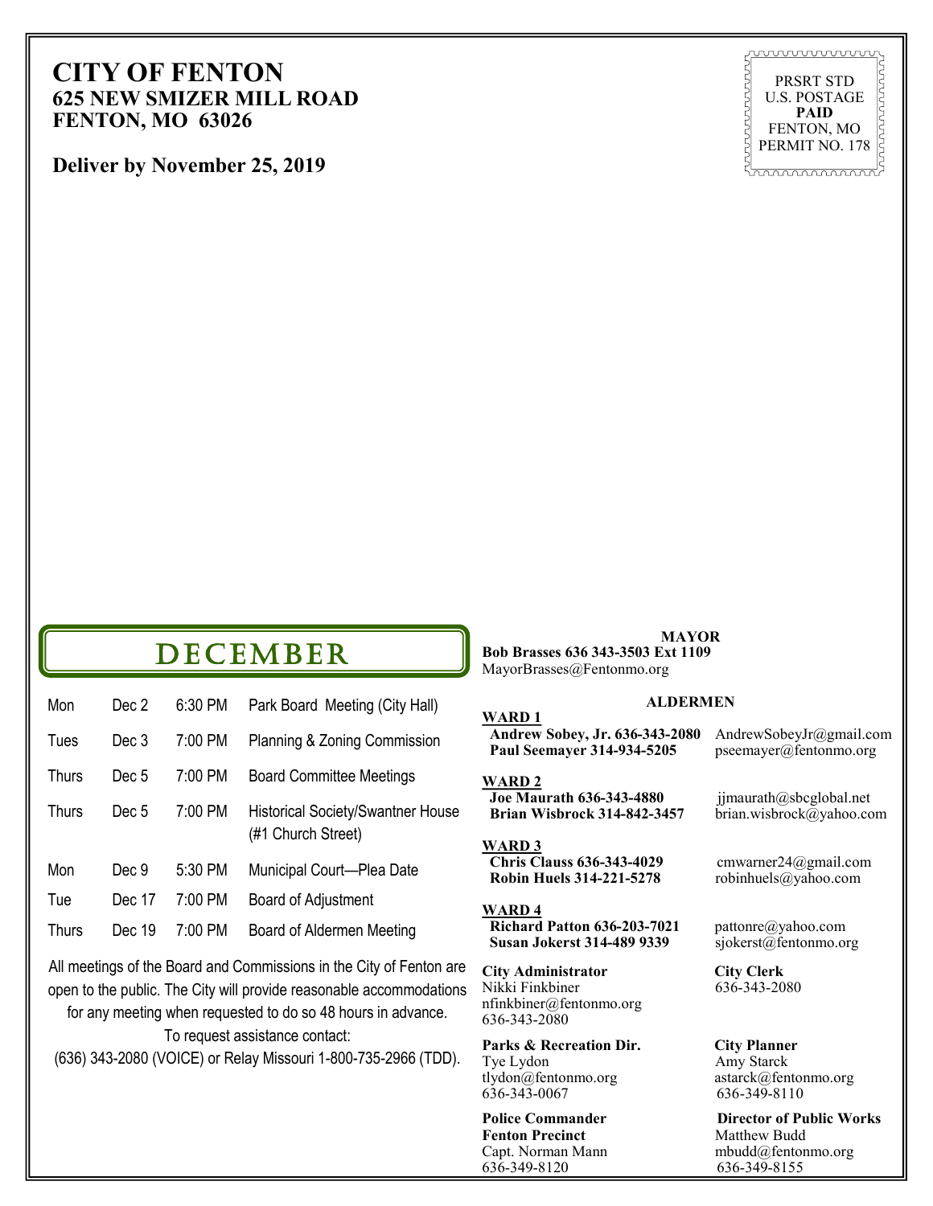# CITY OF FENTON
## 625 NEW SMIZER MILL ROAD
## FENTON, MO 63026

**Deliver by November 25, 2019**

PRSRT STD
U.S. POSTAGE
**PAID**
FENTON, MO
PERMIT NO. 178

## DECEMBER

| | | | |
|---|---|---|---|
| Mon | Dec 2 | 6:30 PM | Park Board Meeting (City Hall) |
| Tues | Dec 3 | 7:00 PM | Planning & Zoning Commission |
| Thurs | Dec 5 | 7:00 PM | Board Committee Meetings |
| Thurs | Dec 5 | 7:00 PM | Historical Society/Swantner House (#1 Church Street) |
| Mon | Dec 9 | 5:30 PM | Municipal Court—Plea Date |
| Tue | Dec 17 | 7:00 PM | Board of Adjustment |
| Thurs | Dec 19 | 7:00 PM | Board of Aldermen Meeting |

All meetings of the Board and Commissions in the City of Fenton are open to the public. The City will provide reasonable accommodations for any meeting when requested to do so 48 hours in advance. To request assistance contact:
(636) 343-2080 (VOICE) or Relay Missouri 1-800-735-2966 (TDD).

**MAYOR**
**Bob Brasses 636 343-3503 Ext 1109**
MayorBrasses@Fentonmo.org

**ALDERMEN**

**WARD 1**
**Andrew Sobey, Jr. 636-343-2080** AndrewSobeyJr@gmail.com
**Paul Seemayer 314-934-5205** pseemayer@fentonmo.org

**WARD 2**
**Joe Maurath 636-343-4880** jjmaurath@sbcglobal.net
**Brian Wisbrock 314-842-3457** brian.wisbrock@yahoo.com

**WARD 3**
**Chris Clauss 636-343-4029** cmwarner24@gmail.com
**Robin Huels 314-221-5278** robinhuels@yahoo.com

**WARD 4**
**Richard Patton 636-203-7021** pattonre@yahoo.com
**Susan Jokerst 314-489 9339** sjokerst@fentonmo.org

**City Administrator**
Nikki Finkbiner
nfinkbiner@fentonmo.org
636-343-2080

**City Clerk**
636-343-2080

**Parks & Recreation Dir.**
Tye Lydon
tlydon@fentonmo.org
636-343-0067

**City Planner**
Amy Starck
astarck@fentonmo.org
636-349-8110

**Police Commander**
**Fenton Precinct**
Capt. Norman Mann
636-349-8120

**Director of Public Works**
Matthew Budd
mbudd@fentonmo.org
636-349-8155